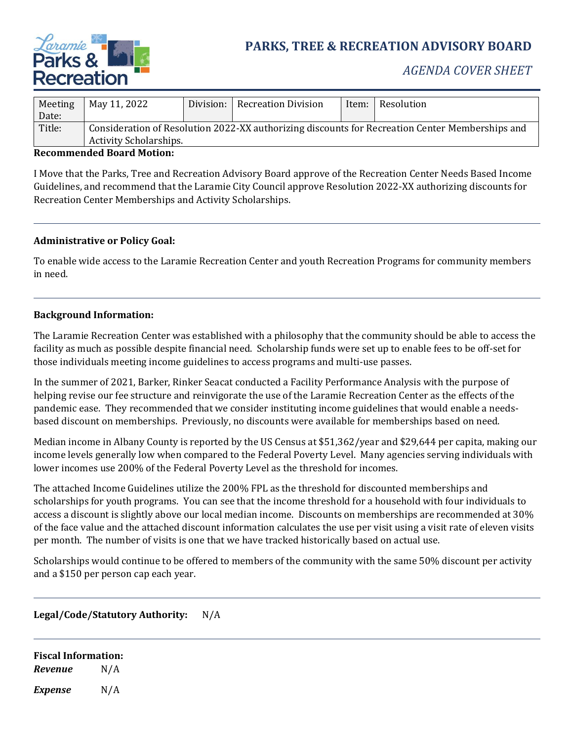# PARKS, TREE & RECREATION ADVISORY BOARD

*AGENDA COVER SHEET*

| Meeting Date: | May 11, 2022 | Division: | Recreation Division | Item: | Resolution |
|---|---|---|---|---|---|
| Title: | Consideration of Resolution 2022-XX authorizing discounts for Recreation Center Memberships and Activity Scholarships. | | | | |

**Recommended Board Motion:**

I Move that the Parks, Tree and Recreation Advisory Board approve of the Recreation Center Needs Based Income Guidelines, and recommend that the Laramie City Council approve Resolution 2022-XX authorizing discounts for Recreation Center Memberships and Activity Scholarships.

---

**Administrative or Policy Goal:**

To enable wide access to the Laramie Recreation Center and youth Recreation Programs for community members in need.

---

**Background Information:**

The Laramie Recreation Center was established with a philosophy that the community should be able to access the facility as much as possible despite financial need. Scholarship funds were set up to enable fees to be off-set for those individuals meeting income guidelines to access programs and multi-use passes.

In the summer of 2021, Barker, Rinker Seacat conducted a Facility Performance Analysis with the purpose of helping revise our fee structure and reinvigorate the use of the Laramie Recreation Center as the effects of the pandemic ease. They recommended that we consider instituting income guidelines that would enable a needs-based discount on memberships. Previously, no discounts were available for memberships based on need.

Median income in Albany County is reported by the US Census at $51,362/year and $29,644 per capita, making our income levels generally low when compared to the Federal Poverty Level. Many agencies serving individuals with lower incomes use 200% of the Federal Poverty Level as the threshold for incomes.

The attached Income Guidelines utilize the 200% FPL as the threshold for discounted memberships and scholarships for youth programs. You can see that the income threshold for a household with four individuals to access a discount is slightly above our local median income. Discounts on memberships are recommended at 30% of the face value and the attached discount information calculates the use per visit using a visit rate of eleven visits per month. The number of visits is one that we have tracked historically based on actual use.

Scholarships would continue to be offered to members of the community with the same 50% discount per activity and a $150 per person cap each year.

---

**Legal/Code/Statutory Authority:** N/A

---

**Fiscal Information:**

***Revenue*** N/A

***Expense*** N/A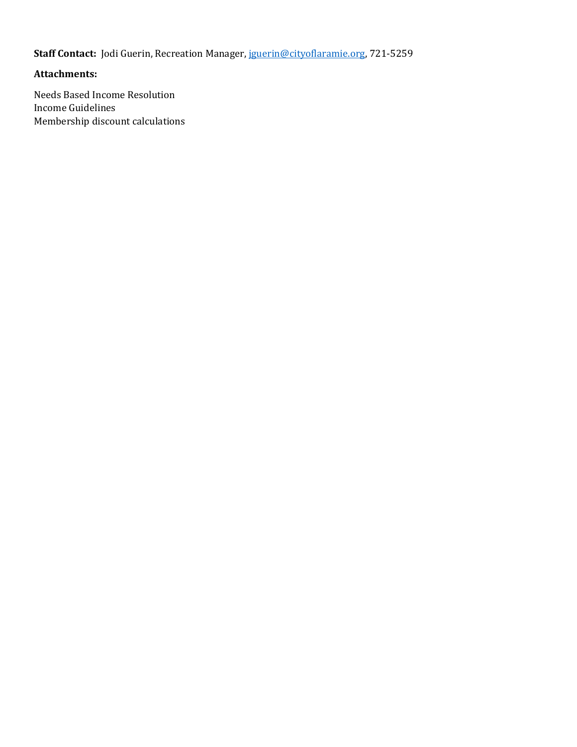**Staff Contact:** Jodi Guerin, Recreation Manager, jguerin@cityoflaramie.org, 721-5259

**Attachments:**

Needs Based Income Resolution
Income Guidelines
Membership discount calculations